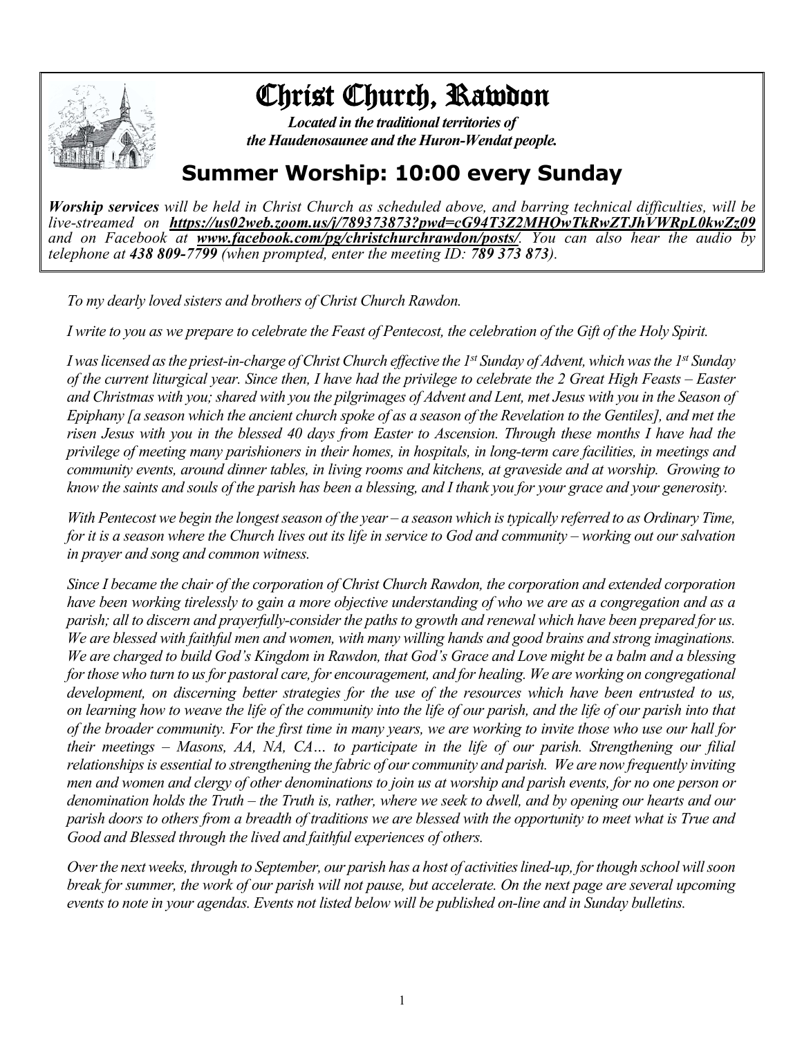# Christ Church, Rawdon

***Located in the traditional territories of the Haudenosaunee and the Huron-Wendat people.***

## Summer Worship: 10:00 every Sunday

***Worship services*** *will be held in Christ Church as scheduled above, and barring technical difficulties, will be live-streamed on* [***https://us02web.zoom.us/j/789373873?pwd=cG94T3Z2MHQwTkRwZTJhVWRpL0kwZz09***](https://us02web.zoom.us/j/789373873?pwd=cG94T3Z2MHQwTkRwZTJhVWRpL0kwZz09) *and on Facebook at* [***www.facebook.com/pg/christchurchrawdon/posts/***](http://www.facebook.com/pg/christchurchrawdon/posts/)*. You can also hear the audio by telephone at* ***438 809-7799*** *(when prompted, enter the meeting ID:* ***789 373 873****).*

*To my dearly loved sisters and brothers of Christ Church Rawdon.*

*I write to you as we prepare to celebrate the Feast of Pentecost, the celebration of the Gift of the Holy Spirit.*

*I was licensed as the priest-in-charge of Christ Church effective the 1st Sunday of Advent, which was the 1st Sunday of the current liturgical year. Since then, I have had the privilege to celebrate the 2 Great High Feasts – Easter and Christmas with you; shared with you the pilgrimages of Advent and Lent, met Jesus with you in the Season of Epiphany [a season which the ancient church spoke of as a season of the Revelation to the Gentiles], and met the risen Jesus with you in the blessed 40 days from Easter to Ascension. Through these months I have had the privilege of meeting many parishioners in their homes, in hospitals, in long-term care facilities, in meetings and community events, around dinner tables, in living rooms and kitchens, at graveside and at worship. Growing to know the saints and souls of the parish has been a blessing, and I thank you for your grace and your generosity.*

*With Pentecost we begin the longest season of the year – a season which is typically referred to as Ordinary Time, for it is a season where the Church lives out its life in service to God and community – working out our salvation in prayer and song and common witness.*

*Since I became the chair of the corporation of Christ Church Rawdon, the corporation and extended corporation have been working tirelessly to gain a more objective understanding of who we are as a congregation and as a parish; all to discern and prayerfully-consider the paths to growth and renewal which have been prepared for us. We are blessed with faithful men and women, with many willing hands and good brains and strong imaginations. We are charged to build God's Kingdom in Rawdon, that God's Grace and Love might be a balm and a blessing for those who turn to us for pastoral care, for encouragement, and for healing. We are working on congregational development, on discerning better strategies for the use of the resources which have been entrusted to us, on learning how to weave the life of the community into the life of our parish, and the life of our parish into that of the broader community. For the first time in many years, we are working to invite those who use our hall for their meetings – Masons, AA, NA, CA… to participate in the life of our parish. Strengthening our filial relationships is essential to strengthening the fabric of our community and parish. We are now frequently inviting men and women and clergy of other denominations to join us at worship and parish events, for no one person or denomination holds the Truth – the Truth is, rather, where we seek to dwell, and by opening our hearts and our parish doors to others from a breadth of traditions we are blessed with the opportunity to meet what is True and Good and Blessed through the lived and faithful experiences of others.*

*Over the next weeks, through to September, our parish has a host of activities lined-up, for though school will soon break for summer, the work of our parish will not pause, but accelerate. On the next page are several upcoming events to note in your agendas. Events not listed below will be published on-line and in Sunday bulletins.*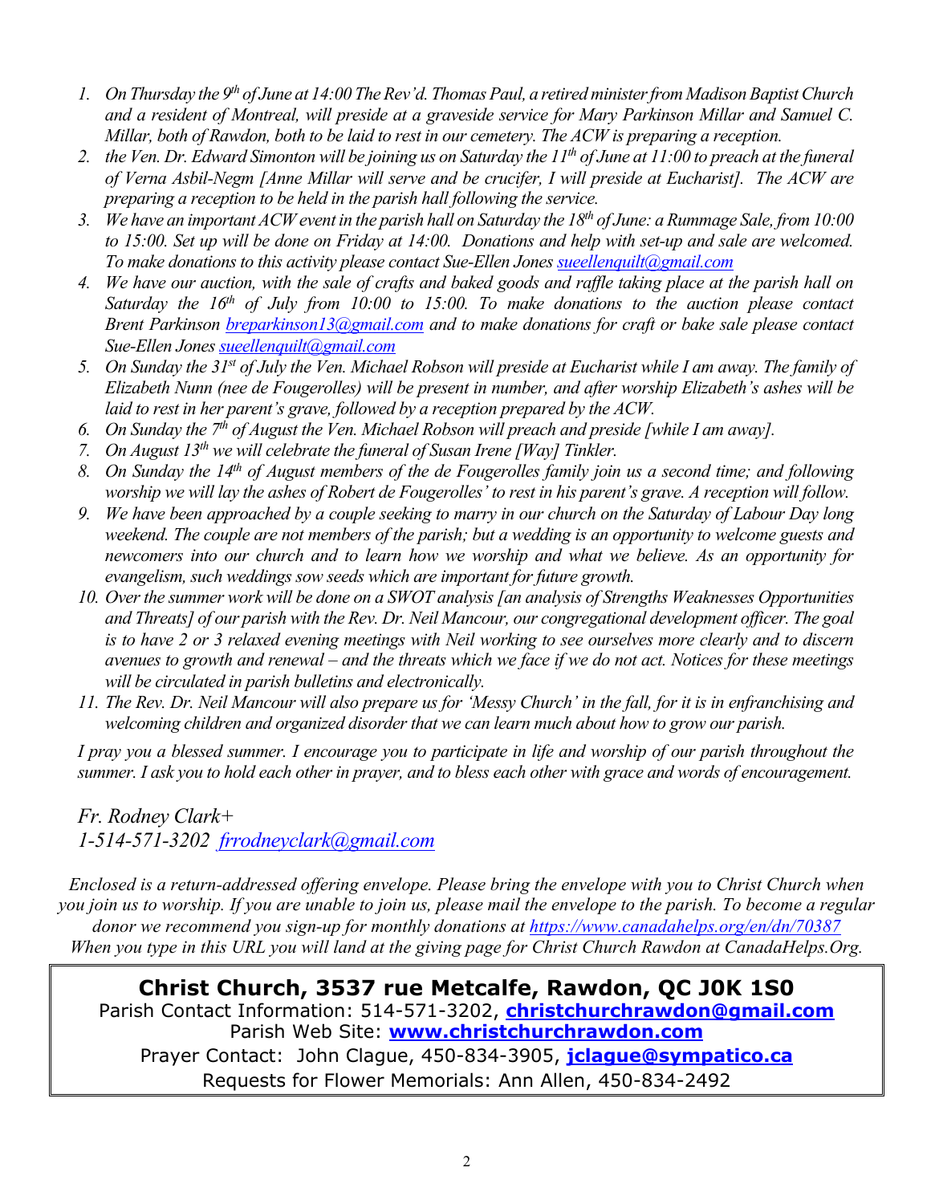1. *On Thursday the 9th of June at 14:00 The Rev'd. Thomas Paul, a retired minister from Madison Baptist Church and a resident of Montreal, will preside at a graveside service for Mary Parkinson Millar and Samuel C. Millar, both of Rawdon, both to be laid to rest in our cemetery. The ACW is preparing a reception.*
2. *the Ven. Dr. Edward Simonton will be joining us on Saturday the 11th of June at 11:00 to preach at the funeral of Verna Asbil-Negm [Anne Millar will serve and be crucifer, I will preside at Eucharist]. The ACW are preparing a reception to be held in the parish hall following the service.*
3. *We have an important ACW event in the parish hall on Saturday the 18th of June: a Rummage Sale, from 10:00 to 15:00. Set up will be done on Friday at 14:00. Donations and help with set-up and sale are welcomed. To make donations to this activity please contact Sue-Ellen Jones [sueellenquilt@gmail.com](mailto:sueellenquilt@gmail.com)*
4. *We have our auction, with the sale of crafts and baked goods and raffle taking place at the parish hall on Saturday the 16th of July from 10:00 to 15:00. To make donations to the auction please contact Brent Parkinson [breparkinson13@gmail.com](mailto:breparkinson13@gmail.com) and to make donations for craft or bake sale please contact Sue-Ellen Jones [sueellenquilt@gmail.com](mailto:sueellenquilt@gmail.com)*
5. *On Sunday the 31st of July the Ven. Michael Robson will preside at Eucharist while I am away. The family of Elizabeth Nunn (nee de Fougerolles) will be present in number, and after worship Elizabeth's ashes will be laid to rest in her parent's grave, followed by a reception prepared by the ACW.*
6. *On Sunday the 7th of August the Ven. Michael Robson will preach and preside [while I am away].*
7. *On August 13th we will celebrate the funeral of Susan Irene [Way] Tinkler.*
8. *On Sunday the 14th of August members of the de Fougerolles family join us a second time; and following worship we will lay the ashes of Robert de Fougerolles' to rest in his parent's grave. A reception will follow.*
9. *We have been approached by a couple seeking to marry in our church on the Saturday of Labour Day long weekend. The couple are not members of the parish; but a wedding is an opportunity to welcome guests and newcomers into our church and to learn how we worship and what we believe. As an opportunity for evangelism, such weddings sow seeds which are important for future growth.*
10. *Over the summer work will be done on a SWOT analysis [an analysis of Strengths Weaknesses Opportunities and Threats] of our parish with the Rev. Dr. Neil Mancour, our congregational development officer. The goal is to have 2 or 3 relaxed evening meetings with Neil working to see ourselves more clearly and to discern avenues to growth and renewal – and the threats which we face if we do not act. Notices for these meetings will be circulated in parish bulletins and electronically.*
11. *The Rev. Dr. Neil Mancour will also prepare us for 'Messy Church' in the fall, for it is in enfranchising and welcoming children and organized disorder that we can learn much about how to grow our parish.*

*I pray you a blessed summer. I encourage you to participate in life and worship of our parish throughout the summer. I ask you to hold each other in prayer, and to bless each other with grace and words of encouragement.*

*Fr. Rodney Clark+*
*1-514-571-3202 [frrodneyclark@gmail.com](mailto:frrodneyclark@gmail.com)*

*Enclosed is a return-addressed offering envelope. Please bring the envelope with you to Christ Church when you join us to worship. If you are unable to join us, please mail the envelope to the parish. To become a regular donor we recommend you sign-up for monthly donations at [https://www.canadahelps.org/en/dn/70387](https://www.canadahelps.org/en/dn/70387) When you type in this URL you will land at the giving page for Christ Church Rawdon at CanadaHelps.Org.*

**Christ Church, 3537 rue Metcalfe, Rawdon, QC J0K 1S0**
Parish Contact Information: 514-571-3202, **[christchurchrawdon@gmail.com](mailto:christchurchrawdon@gmail.com)**
Parish Web Site: **[www.christchurchrawdon.com](http://www.christchurchrawdon.com)**
Prayer Contact: John Clague, 450-834-3905, **[jclague@sympatico.ca](mailto:jclague@sympatico.ca)**
Requests for Flower Memorials: Ann Allen, 450-834-2492